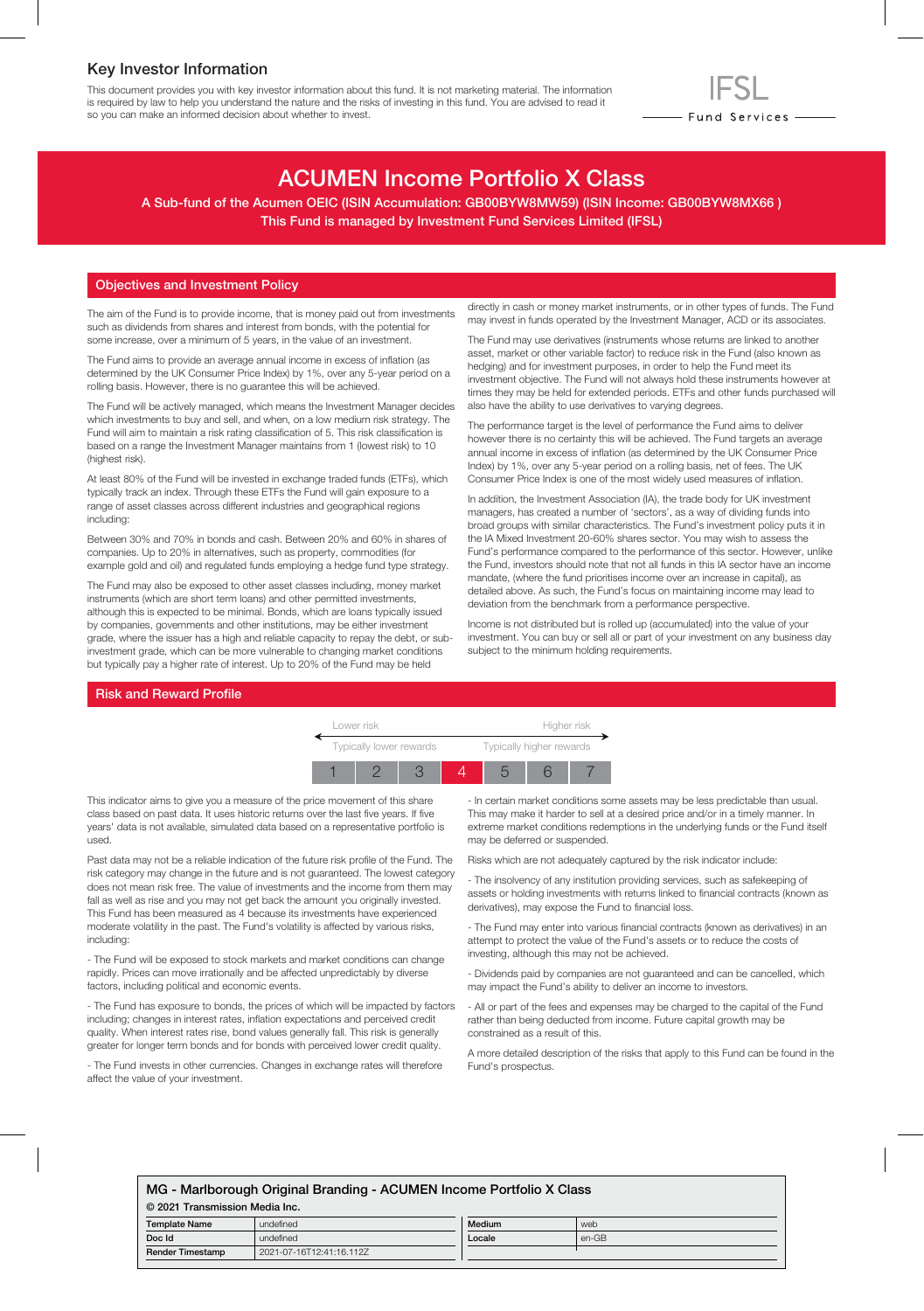## Key Investor Information

This document provides you with key investor information about this fund. It is not marketing material. The information is required by law to help you understand the nature and the risks of investing in this fund. You are advised to read it so you can make an informed decision about whether to invest.

IFSL Fund Services

# ACUMEN Income Portfolio X Class

**A Sub-fund of the Acumen OEIC (ISIN Accumulation: GB00BYW8MW59) (ISIN Income: GB00BYW8MX66 )**
**This Fund is managed by Investment Fund Services Limited (IFSL)**

## Objectives and Investment Policy

The aim of the Fund is to provide income, that is money paid out from investments such as dividends from shares and interest from bonds, with the potential for some increase, over a minimum of 5 years, in the value of an investment.

The Fund aims to provide an average annual income in excess of inflation (as determined by the UK Consumer Price Index) by 1%, over any 5-year period on a rolling basis. However, there is no guarantee this will be achieved.

The Fund will be actively managed, which means the Investment Manager decides which investments to buy and sell, and when, on a low medium risk strategy. The Fund will aim to maintain a risk rating classification of 5. This risk classification is based on a range the Investment Manager maintains from 1 (lowest risk) to 10 (highest risk).

At least 80% of the Fund will be invested in exchange traded funds (ETFs), which typically track an index. Through these ETFs the Fund will gain exposure to a range of asset classes across different industries and geographical regions including:

Between 30% and 70% in bonds and cash. Between 20% and 60% in shares of companies. Up to 20% in alternatives, such as property, commodities (for example gold and oil) and regulated funds employing a hedge fund type strategy.

The Fund may also be exposed to other asset classes including, money market instruments (which are short term loans) and other permitted investments, although this is expected to be minimal. Bonds, which are loans typically issued by companies, governments and other institutions, may be either investment grade, where the issuer has a high and reliable capacity to repay the debt, or sub-investment grade, which can be more vulnerable to changing market conditions but typically pay a higher rate of interest. Up to 20% of the Fund may be held directly in cash or money market instruments, or in other types of funds. The Fund may invest in funds operated by the Investment Manager, ACD or its associates.

The Fund may use derivatives (instruments whose returns are linked to another asset, market or other variable factor) to reduce risk in the Fund (also known as hedging) and for investment purposes, in order to help the Fund meet its investment objective. The Fund will not always hold these instruments however at times they may be held for extended periods. ETFs and other funds purchased will also have the ability to use derivatives to varying degrees.

The performance target is the level of performance the Fund aims to deliver however there is no certainty this will be achieved. The Fund targets an average annual income in excess of inflation (as determined by the UK Consumer Price Index) by 1%, over any 5-year period on a rolling basis, net of fees. The UK Consumer Price Index is one of the most widely used measures of inflation.

In addition, the Investment Association (IA), the trade body for UK investment managers, has created a number of 'sectors', as a way of dividing funds into broad groups with similar characteristics. The Fund's investment policy puts it in the IA Mixed Investment 20-60% shares sector. You may wish to assess the Fund's performance compared to the performance of this sector. However, unlike the Fund, investors should note that not all funds in this IA sector have an income mandate, (where the fund prioritises income over an increase in capital), as detailed above. As such, the Fund's focus on maintaining income may lead to deviation from the benchmark from a performance perspective.

Income is not distributed but is rolled up (accumulated) into the value of your investment. You can buy or sell all or part of your investment on any business day subject to the minimum holding requirements.

## Risk and Reward Profile

Lower risk ← → Higher risk
Typically lower rewards — Typically higher rewards

| 1 | 2 | 3 | **4** | 5 | 6 | 7 |
|---|---|---|---|---|---|---|

This indicator aims to give you a measure of the price movement of this share class based on past data. It uses historic returns over the last five years. If five years' data is not available, simulated data based on a representative portfolio is used.

Past data may not be a reliable indication of the future risk profile of the Fund. The risk category may change in the future and is not guaranteed. The lowest category does not mean risk free. The value of investments and the income from them may fall as well as rise and you may not get back the amount you originally invested. This Fund has been measured as 4 because its investments have experienced moderate volatility in the past. The Fund's volatility is affected by various risks, including:

- The Fund will be exposed to stock markets and market conditions can change rapidly. Prices can move irrationally and be affected unpredictably by diverse factors, including political and economic events.

- The Fund has exposure to bonds, the prices of which will be impacted by factors including; changes in interest rates, inflation expectations and perceived credit quality. When interest rates rise, bond values generally fall. This risk is generally greater for longer term bonds and for bonds with perceived lower credit quality.

- The Fund invests in other currencies. Changes in exchange rates will therefore affect the value of your investment.

- In certain market conditions some assets may be less predictable than usual. This may make it harder to sell at a desired price and/or in a timely manner. In extreme market conditions redemptions in the underlying funds or the Fund itself may be deferred or suspended.

Risks which are not adequately captured by the risk indicator include:

- The insolvency of any institution providing services, such as safekeeping of assets or holding investments with returns linked to financial contracts (known as derivatives), may expose the Fund to financial loss.

- The Fund may enter into various financial contracts (known as derivatives) in an attempt to protect the value of the Fund's assets or to reduce the costs of investing, although this may not be achieved.

- Dividends paid by companies are not guaranteed and can be cancelled, which may impact the Fund's ability to deliver an income to investors.

- All or part of the fees and expenses may be charged to the capital of the Fund rather than being deducted from income. Future capital growth may be constrained as a result of this.

A more detailed description of the risks that apply to this Fund can be found in the Fund's prospectus.

**MG - Marlborough Original Branding - ACUMEN Income Portfolio X Class**
**© 2021 Transmission Media Inc.**

| Template Name | undefined | Medium | web |
|---|---|---|---|
| Doc Id | undefined | Locale | en-GB |
| Render Timestamp | 2021-07-16T12:41:16.112Z | | |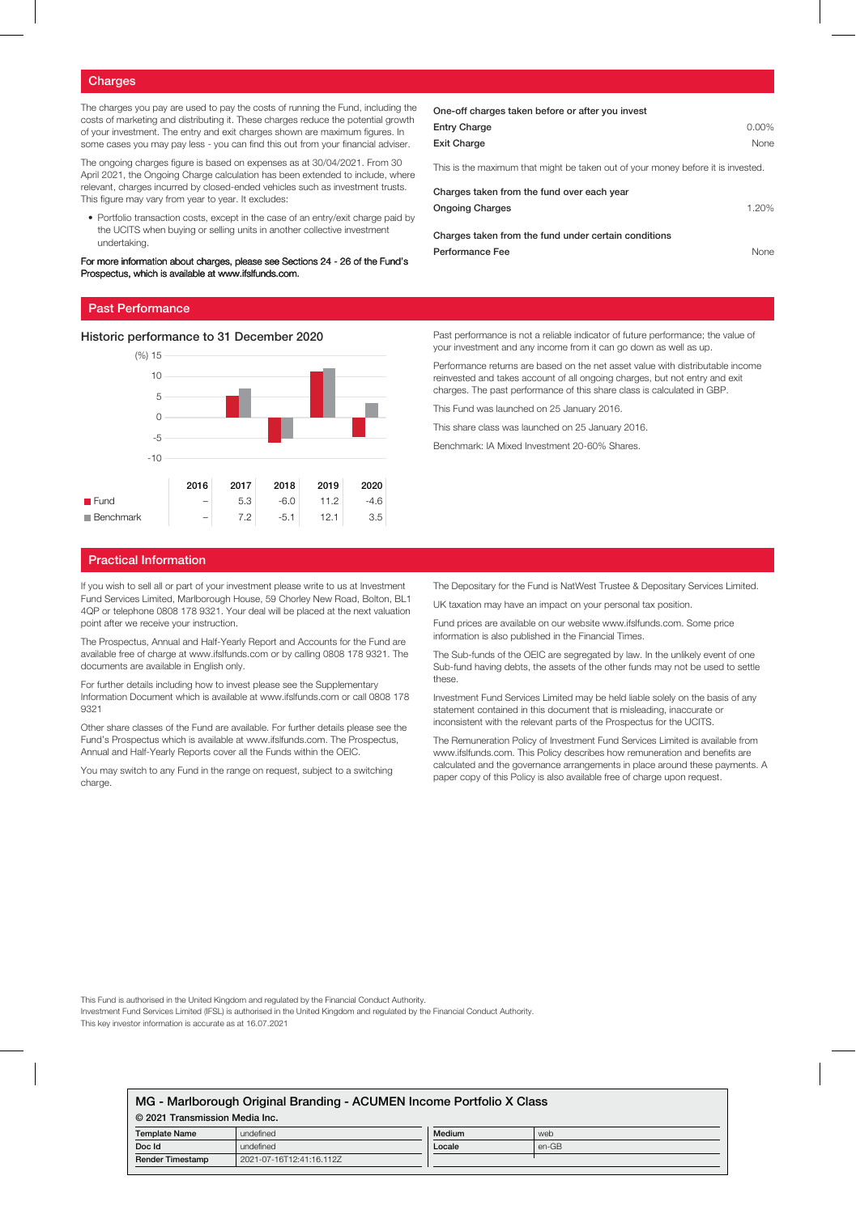## Charges

The charges you pay are used to pay the costs of running the Fund, including the costs of marketing and distributing it. These charges reduce the potential growth of your investment. The entry and exit charges shown are maximum figures. In some cases you may pay less - you can find this out from your financial adviser.

The ongoing charges figure is based on expenses as at 30/04/2021. From 30 April 2021, the Ongoing Charge calculation has been extended to include, where relevant, charges incurred by closed-ended vehicles such as investment trusts. This figure may vary from year to year. It excludes:

- Portfolio transaction costs, except in the case of an entry/exit charge paid by the UCITS when buying or selling units in another collective investment undertaking.

**For more information about charges, please see Sections 24 - 26 of the Fund's Prospectus, which is available at www.ifslfunds.com.**

| | |
|---|---|
| **One-off charges taken before or after you invest** | |
| **Entry Charge** | 0.00% |
| **Exit Charge** | None |
| This is the maximum that might be taken out of your money before it is invested. | |
| **Charges taken from the fund over each year** | |
| **Ongoing Charges** | 1.20% |
| **Charges taken from the fund under certain conditions** | |
| **Performance Fee** | None |

## Past Performance

### Historic performance to 31 December 2020

(%) 15
10
5
0
-5
-10

| | 2016 | 2017 | 2018 | 2019 | 2020 |
|---|---|---|---|---|---|
| Fund | – | 5.3 | -6.0 | 11.2 | -4.6 |
| Benchmark | – | 7.2 | -5.1 | 12.1 | 3.5 |

Past performance is not a reliable indicator of future performance; the value of your investment and any income from it can go down as well as up.

Performance returns are based on the net asset value with distributable income reinvested and takes account of all ongoing charges, but not entry and exit charges. The past performance of this share class is calculated in GBP.

This Fund was launched on 25 January 2016.

This share class was launched on 25 January 2016.

Benchmark: IA Mixed Investment 20-60% Shares.

## Practical Information

If you wish to sell all or part of your investment please write to us at Investment Fund Services Limited, Marlborough House, 59 Chorley New Road, Bolton, BL1 4QP or telephone 0808 178 9321. Your deal will be placed at the next valuation point after we receive your instruction.

The Prospectus, Annual and Half-Yearly Report and Accounts for the Fund are available free of charge at www.ifslfunds.com or by calling 0808 178 9321. The documents are available in English only.

For further details including how to invest please see the Supplementary Information Document which is available at www.ifslfunds.com or call 0808 178 9321

Other share classes of the Fund are available. For further details please see the Fund's Prospectus which is available at www.ifslfunds.com. The Prospectus, Annual and Half-Yearly Reports cover all the Funds within the OEIC.

You may switch to any Fund in the range on request, subject to a switching charge.

The Depositary for the Fund is NatWest Trustee & Depositary Services Limited.

UK taxation may have an impact on your personal tax position.

Fund prices are available on our website www.ifslfunds.com. Some price information is also published in the Financial Times.

The Sub-funds of the OEIC are segregated by law. In the unlikely event of one Sub-fund having debts, the assets of the other funds may not be used to settle these.

Investment Fund Services Limited may be held liable solely on the basis of any statement contained in this document that is misleading, inaccurate or inconsistent with the relevant parts of the Prospectus for the UCITS.

The Remuneration Policy of Investment Fund Services Limited is available from www.ifslfunds.com. This Policy describes how remuneration and benefits are calculated and the governance arrangements in place around these payments. A paper copy of this Policy is also available free of charge upon request.

This Fund is authorised in the United Kingdom and regulated by the Financial Conduct Authority.
Investment Fund Services Limited (IFSL) is authorised in the United Kingdom and regulated by the Financial Conduct Authority.
This key investor information is accurate as at 16.07.2021